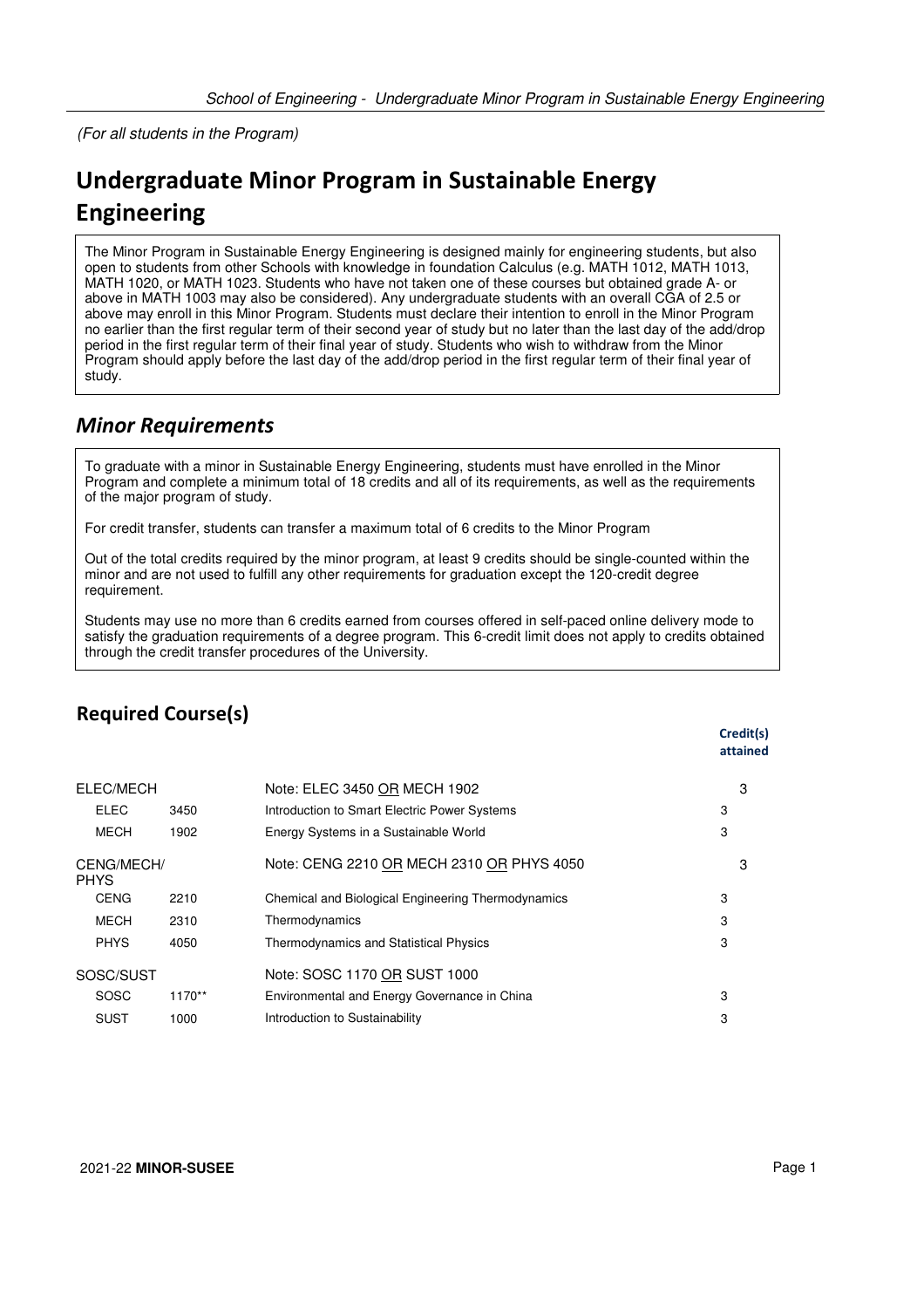(For all students in the Program)

# Undergraduate Minor Program in Sustainable Energy Engineering

The Minor Program in Sustainable Energy Engineering is designed mainly for engineering students, but also open to students from other Schools with knowledge in foundation Calculus (e.g. MATH 1012, MATH 1013, MATH 1020, or MATH 1023. Students who have not taken one of these courses but obtained grade A- or above in MATH 1003 may also be considered). Any undergraduate students with an overall CGA of 2.5 or above may enroll in this Minor Program. Students must declare their intention to enroll in the Minor Program no earlier than the first regular term of their second year of study but no later than the last day of the add/drop period in the first regular term of their final year of study. Students who wish to withdraw from the Minor Program should apply before the last day of the add/drop period in the first regular term of their final year of study.

## *Minor Requirements*

To graduate with a minor in Sustainable Energy Engineering, students must have enrolled in the Minor Program and complete a minimum total of 18 credits and all of its requirements, as well as the requirements of the major program of study.

For credit transfer, students can transfer a maximum total of 6 credits to the Minor Program

Out of the total credits required by the minor program, at least 9 credits should be single-counted within the minor and are not used to fulfill any other requirements for graduation except the 120-credit degree requirement.

Students may use no more than 6 credits earned from courses offered in self-paced online delivery mode to satisfy the graduation requirements of a degree program. This 6-credit limit does not apply to credits obtained through the credit transfer procedures of the University.

### Required Course(s)

| | | | | Credit(s) attained |
|---|---|---|---|---|
| ELEC/MECH | | Note: ELEC 3450 OR MECH 1902 | | 3 |
| ELEC | 3450 | Introduction to Smart Electric Power Systems | 3 | |
| MECH | 1902 | Energy Systems in a Sustainable World | 3 | |
| CENG/MECH/PHYS | | Note: CENG 2210 OR MECH 2310 OR PHYS 4050 | | 3 |
| CENG | 2210 | Chemical and Biological Engineering Thermodynamics | 3 | |
| MECH | 2310 | Thermodynamics | 3 | |
| PHYS | 4050 | Thermodynamics and Statistical Physics | 3 | |
| SOSC/SUST | | Note: SOSC 1170 OR SUST 1000 | | |
| SOSC | 1170** | Environmental and Energy Governance in China | 3 | |
| SUST | 1000 | Introduction to Sustainability | 3 | |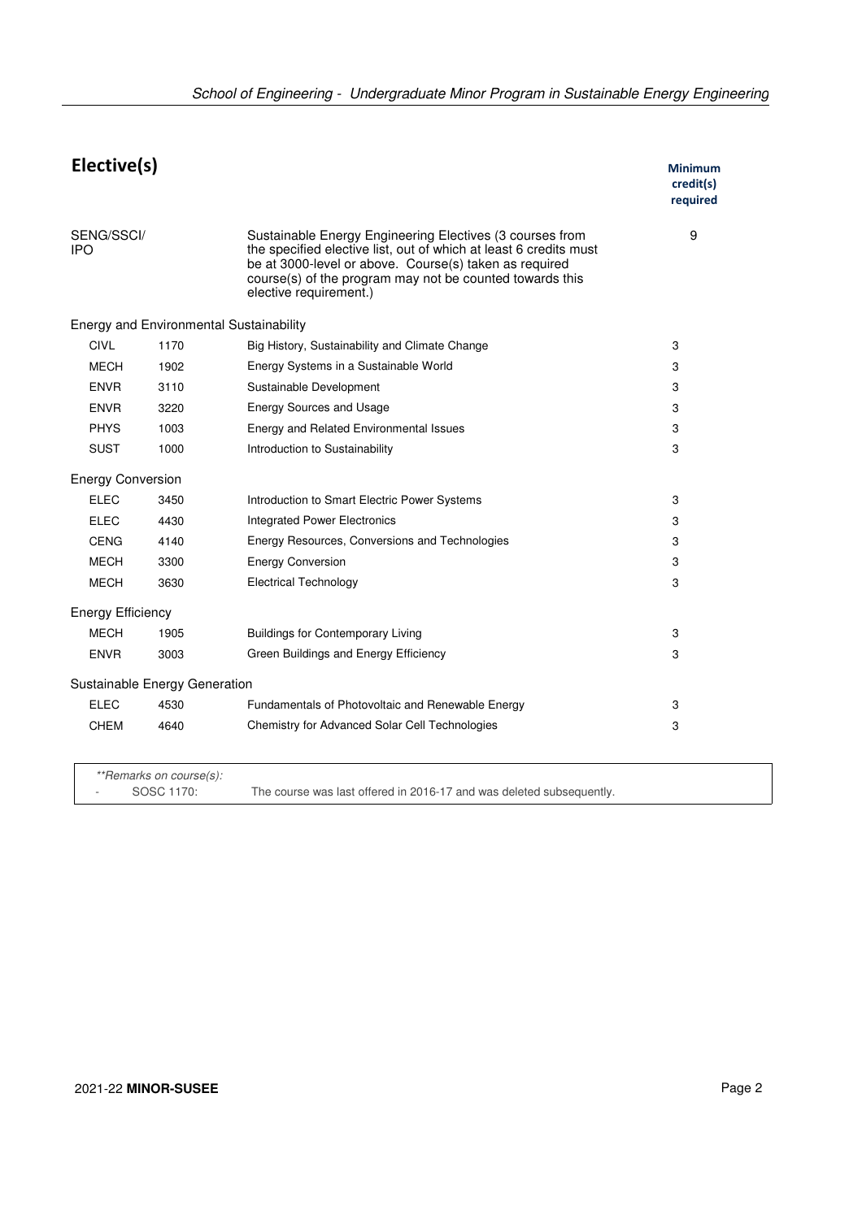## Elective(s)

| | | | Minimum credit(s) required |
|---|---|---|---|
| SENG/SSCI/ IPO | | Sustainable Energy Engineering Electives (3 courses from the specified elective list, out of which at least 6 credits must be at 3000-level or above. Course(s) taken as required course(s) of the program may not be counted towards this elective requirement.) | 9 |
| **Energy and Environmental Sustainability** | | | |
| CIVL | 1170 | Big History, Sustainability and Climate Change | 3 |
| MECH | 1902 | Energy Systems in a Sustainable World | 3 |
| ENVR | 3110 | Sustainable Development | 3 |
| ENVR | 3220 | Energy Sources and Usage | 3 |
| PHYS | 1003 | Energy and Related Environmental Issues | 3 |
| SUST | 1000 | Introduction to Sustainability | 3 |
| **Energy Conversion** | | | |
| ELEC | 3450 | Introduction to Smart Electric Power Systems | 3 |
| ELEC | 4430 | Integrated Power Electronics | 3 |
| CENG | 4140 | Energy Resources, Conversions and Technologies | 3 |
| MECH | 3300 | Energy Conversion | 3 |
| MECH | 3630 | Electrical Technology | 3 |
| **Energy Efficiency** | | | |
| MECH | 1905 | Buildings for Contemporary Living | 3 |
| ENVR | 3003 | Green Buildings and Energy Efficiency | 3 |
| **Sustainable Energy Generation** | | | |
| ELEC | 4530 | Fundamentals of Photovoltaic and Renewable Energy | 3 |
| CHEM | 4640 | Chemistry for Advanced Solar Cell Technologies | 3 |

*\*\*Remarks on course(s):*

- SOSC 1170: The course was last offered in 2016-17 and was deleted subsequently.